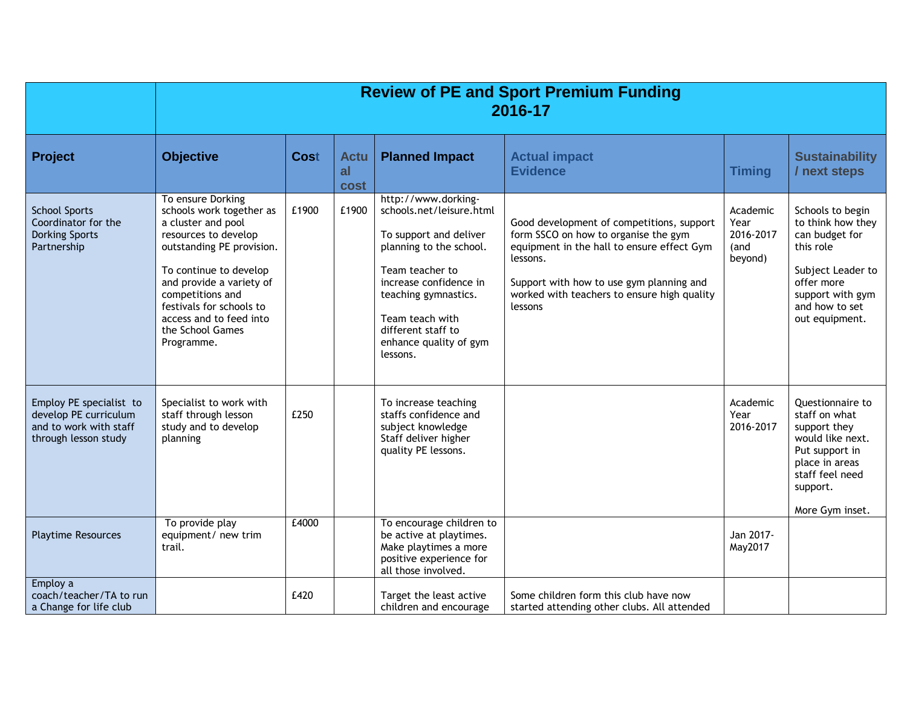| | Review of PE and Sport Premium Funding 2016-17 | | | | | | |
|---|---|---|---|---|---|---|---|
| **Project** | **Objective** | **Cost** | **Actual cost** | **Planned Impact** | **Actual impact Evidence** | **Timing** | **Sustainability / next steps** |
| School Sports Coordinator for the Dorking Sports Partnership | To ensure Dorking schools work together as a cluster and pool resources to develop outstanding PE provision.<br><br>To continue to develop and provide a variety of competitions and festivals for schools to access and to feed into the School Games Programme. | £1900 | £1900 | http://www.dorking-schools.net/leisure.html<br><br>To support and deliver planning to the school.<br><br>Team teacher to increase confidence in teaching gymnastics.<br><br>Team teach with different staff to enhance quality of gym lessons. | Good development of competitions, support form SSCO on how to organise the gym equipment in the hall to ensure effect Gym lessons.<br><br>Support with how to use gym planning and worked with teachers to ensure high quality lessons | Academic Year 2016-2017 (and beyond) | Schools to begin to think how they can budget for this role<br><br>Subject Leader to offer more support with gym and how to set out equipment. |
| Employ PE specialist to develop PE curriculum and to work with staff through lesson study | Specialist to work with staff through lesson study and to develop planning | £250 | | To increase teaching staffs confidence and subject knowledge Staff deliver higher quality PE lessons. | | Academic Year 2016-2017 | Questionnaire to staff on what support they would like next. Put support in place in areas staff feel need support.<br><br>More Gym inset. |
| Playtime Resources | To provide play equipment/ new trim trail. | £4000 | | To encourage children to be active at playtimes. Make playtimes a more positive experience for all those involved. | | Jan 2017-May2017 | |
| Employ a coach/teacher/TA to run a Change for life club | | £420 | | Target the least active children and encourage | Some children form this club have now started attending other clubs. All attended | | |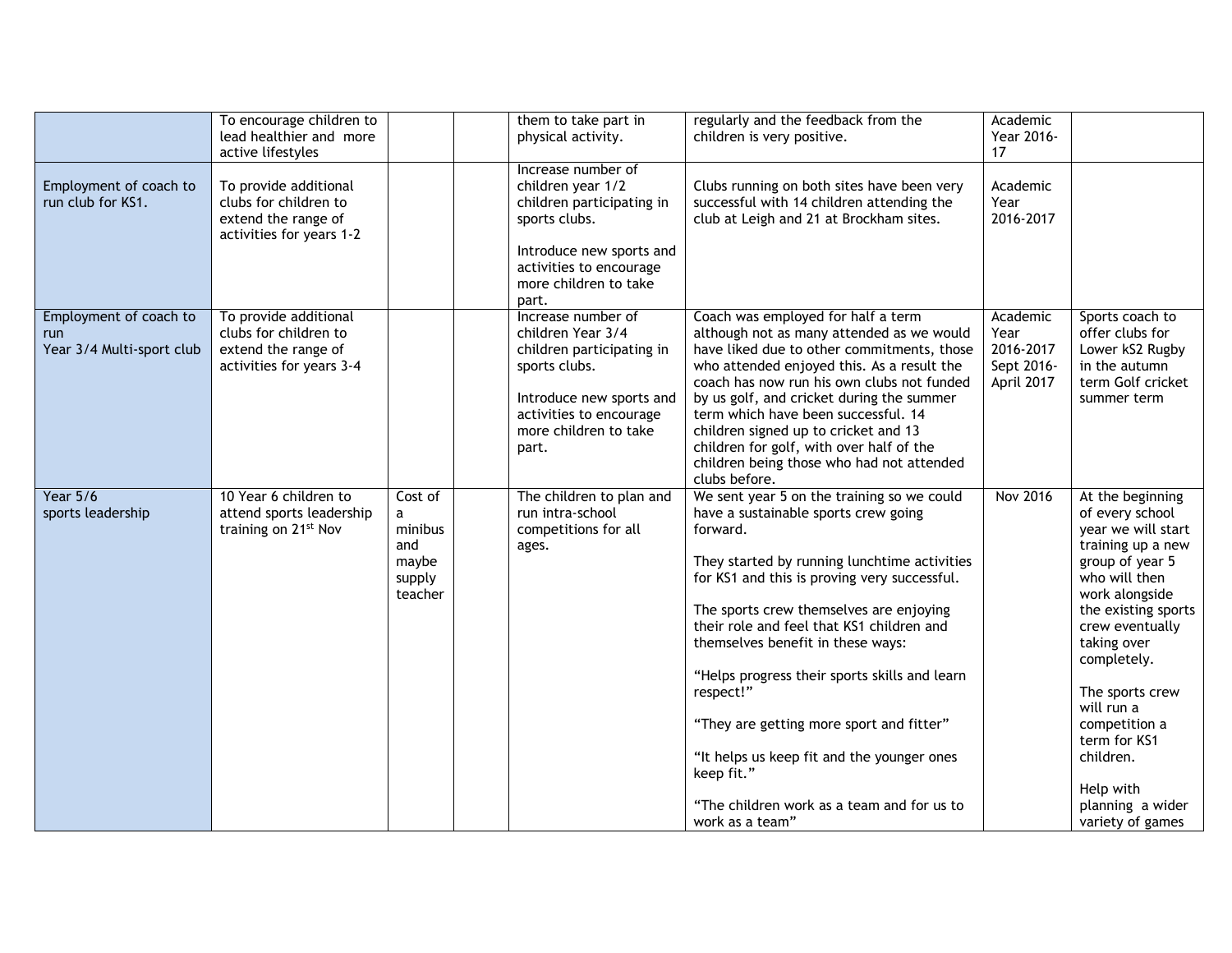| | | | | | | | |
|---|---|---|---|---|---|---|---|
| | To encourage children to lead healthier and more active lifestyles | | | them to take part in physical activity. | regularly and the feedback from the children is very positive. | Academic Year 2016-17 | |
| Employment of coach to run club for KS1. | To provide additional clubs for children to extend the range of activities for years 1-2 | | | Increase number of children year 1/2 children participating in sports clubs.<br><br>Introduce new sports and activities to encourage more children to take part. | Clubs running on both sites have been very successful with 14 children attending the club at Leigh and 21 at Brockham sites. | Academic Year 2016-2017 | |
| Employment of coach to run Year 3/4 Multi-sport club | To provide additional clubs for children to extend the range of activities for years 3-4 | | | Increase number of children Year 3/4 children participating in sports clubs.<br><br>Introduce new sports and activities to encourage more children to take part. | Coach was employed for half a term although not as many attended as we would have liked due to other commitments, those who attended enjoyed this. As a result the coach has now run his own clubs not funded by us golf, and cricket during the summer term which have been successful. 14 children signed up to cricket and 13 children for golf, with over half of the children being those who had not attended clubs before. | Academic Year 2016-2017 Sept 2016-April 2017 | Sports coach to offer clubs for Lower kS2 Rugby in the autumn term Golf cricket summer term |
| Year 5/6 sports leadership | 10 Year 6 children to attend sports leadership training on 21st Nov | Cost of a minibus and maybe supply teacher | | The children to plan and run intra-school competitions for all ages. | We sent year 5 on the training so we could have a sustainable sports crew going forward.<br><br>They started by running lunchtime activities for KS1 and this is proving very successful.<br><br>The sports crew themselves are enjoying their role and feel that KS1 children and themselves benefit in these ways:<br><br>"Helps progress their sports skills and learn respect!"<br><br>"They are getting more sport and fitter"<br><br>"It helps us keep fit and the younger ones keep fit."<br><br>"The children work as a team and for us to work as a team" | Nov 2016 | At the beginning of every school year we will start training up a new group of year 5 who will then work alongside the existing sports crew eventually taking over completely.<br><br>The sports crew will run a competition a term for KS1 children.<br><br>Help with planning a wider variety of games |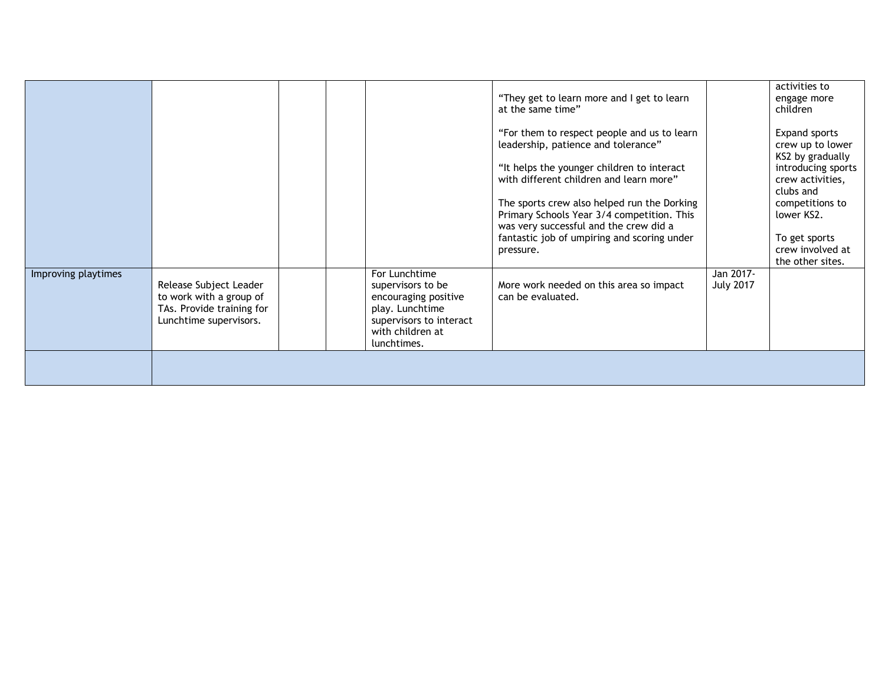| | | | | | | | |
|---|---|---|---|---|---|---|---|
| | | | | | "They get to learn more and I get to learn at the same time"<br><br>"For them to respect people and us to learn leadership, patience and tolerance"<br><br>"It helps the younger children to interact with different children and learn more"<br><br>The sports crew also helped run the Dorking Primary Schools Year 3/4 competition. This was very successful and the crew did a fantastic job of umpiring and scoring under pressure. | | activities to engage more children<br><br>Expand sports crew up to lower KS2 by gradually introducing sports crew activities, clubs and competitions to lower KS2.<br><br>To get sports crew involved at the other sites. |
| Improving playtimes | Release Subject Leader to work with a group of TAs. Provide training for Lunchtime supervisors. | | | For Lunchtime supervisors to be encouraging positive play. Lunchtime supervisors to interact with children at lunchtimes. | More work needed on this area so impact can be evaluated. | Jan 2017-July 2017 | |
| | | | | | | | |